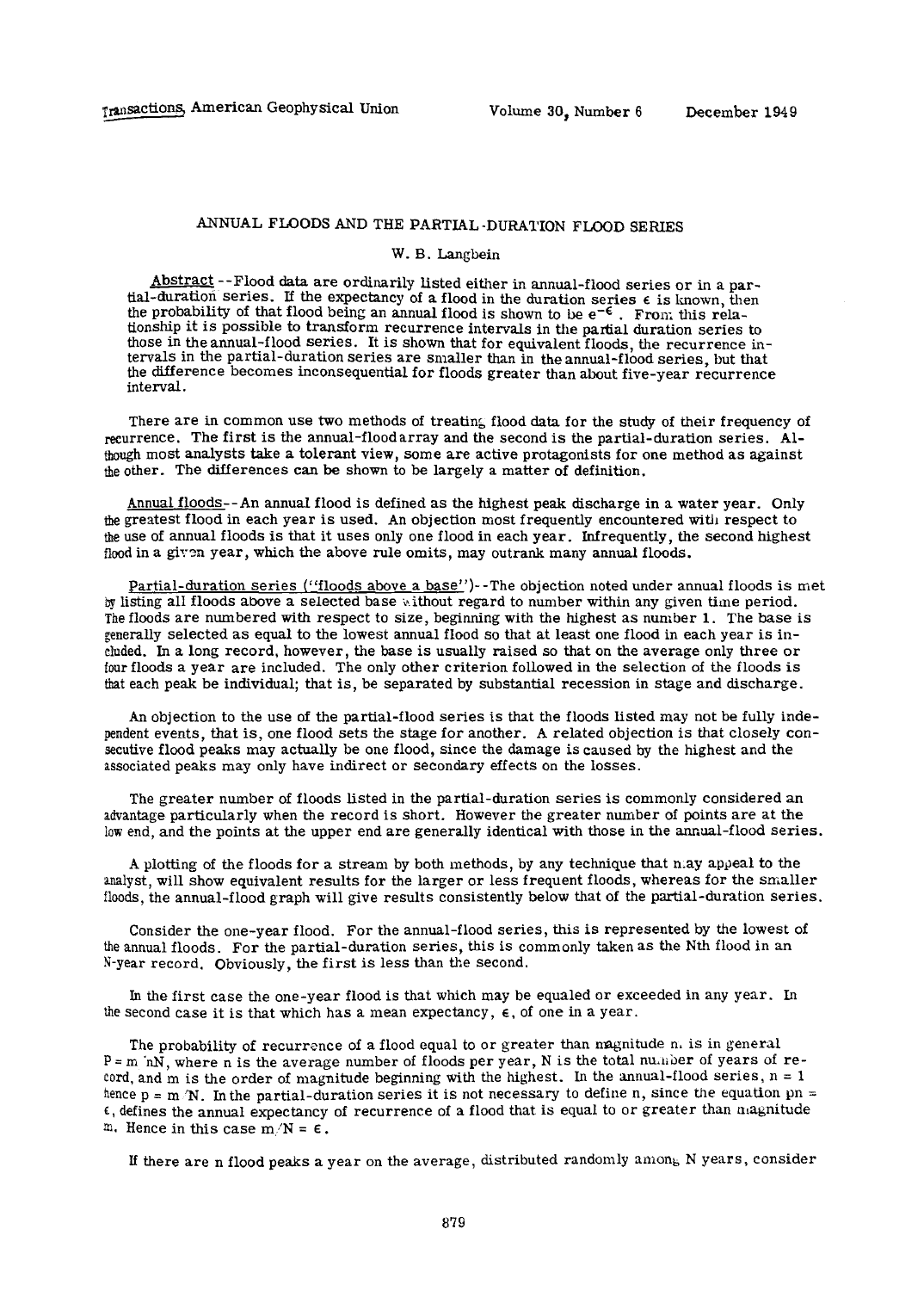# ANNUAL FLOODS AND THE PARTIAL-DURATION FLOOD SERIES

W. B. Langbein

Abstract--Flood data are ordinarily listed either in annual-flood series or in a partial-duration series. If the expectancy of a flood in the duration series $\epsilon$ is known, then the probability of that flood being an annual flood is shown to be $e^{-\epsilon}$. From this relationship it is possible to transform recurrence intervals in the partial duration series to those in the annual-flood series. It is shown that for equivalent floods, the recurrence intervals in the partial-duration series are smaller than in the annual-flood series, but that the difference becomes inconsequential for floods greater than about five-year recurrence interval.

There are in common use two methods of treating flood data for the study of their frequency of recurrence. The first is the annual-flood array and the second is the partial-duration series. Although most analysts take a tolerant view, some are active protagonists for one method as against the other. The differences can be shown to be largely a matter of definition.

Annual floods--An annual flood is defined as the highest peak discharge in a water year. Only the greatest flood in each year is used. An objection most frequently encountered with respect to the use of annual floods is that it uses only one flood in each year. Infrequently, the second highest flood in a given year, which the above rule omits, may outrank many annual floods.

Partial-duration series ("floods above a base")--The objection noted under annual floods is met by listing all floods above a selected base without regard to number within any given time period. The floods are numbered with respect to size, beginning with the highest as number 1. The base is generally selected as equal to the lowest annual flood so that at least one flood in each year is included. In a long record, however, the base is usually raised so that on the average only three or four floods a year are included. The only other criterion followed in the selection of the floods is that each peak be individual; that is, be separated by substantial recession in stage and discharge.

An objection to the use of the partial-flood series is that the floods listed may not be fully independent events, that is, one flood sets the stage for another. A related objection is that closely consecutive flood peaks may actually be one flood, since the damage is caused by the highest and the associated peaks may only have indirect or secondary effects on the losses.

The greater number of floods listed in the partial-duration series is commonly considered an advantage particularly when the record is short. However the greater number of points are at the low end, and the points at the upper end are generally identical with those in the annual-flood series.

A plotting of the floods for a stream by both methods, by any technique that may appeal to the analyst, will show equivalent results for the larger or less frequent floods, whereas for the smaller floods, the annual-flood graph will give results consistently below that of the partial-duration series.

Consider the one-year flood. For the annual-flood series, this is represented by the lowest of the annual floods. For the partial-duration series, this is commonly taken as the Nth flood in an N-year record. Obviously, the first is less than the second.

In the first case the one-year flood is that which may be equaled or exceeded in any year. In the second case it is that which has a mean expectancy, $\epsilon$, of one in a year.

The probability of recurrence of a flood equal to or greater than magnitude m is in general $P = m/nN$, where n is the average number of floods per year, N is the total number of years of record, and m is the order of magnitude beginning with the highest. In the annual-flood series, $n = 1$ hence $p = m/N$. In the partial-duration series it is not necessary to define n, since the equation $pn = \epsilon$, defines the annual expectancy of recurrence of a flood that is equal to or greater than magnitude m. Hence in this case $m/N = \epsilon$.

If there are n flood peaks a year on the average, distributed randomly among N years, consider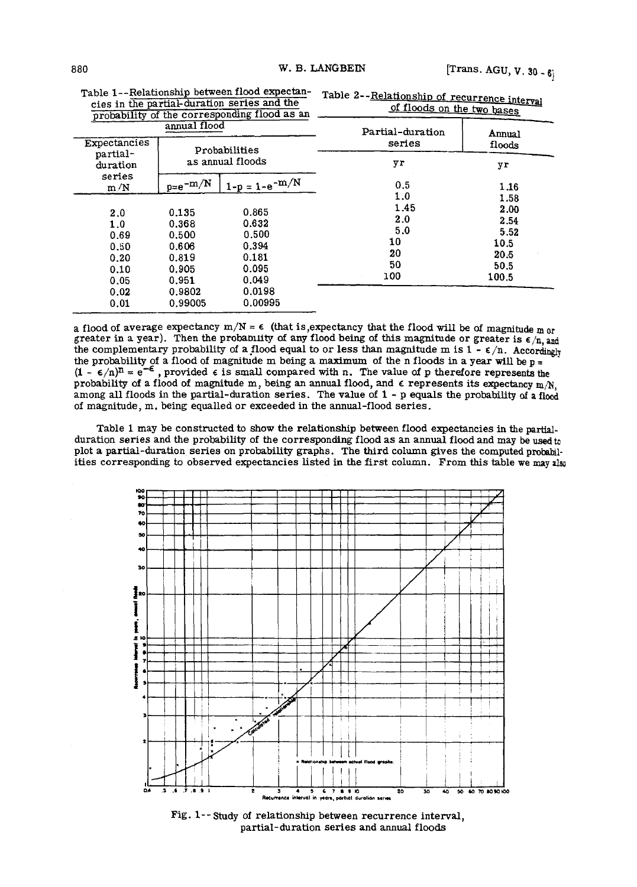Table 1--Relationship between flood expectancies in the partial-duration series and the probability of the corresponding flood as an annual flood

| Expectancies partial-duration series $m/N$ | Probabilities as annual floods | |
|---|---|---|
| | $p = e^{-m/N}$ | $1-p = 1-e^{-m/N}$ |
| 2.0 | 0.135 | 0.865 |
| 1.0 | 0.368 | 0.632 |
| 0.69 | 0.500 | 0.500 |
| 0.50 | 0.606 | 0.394 |
| 0.20 | 0.819 | 0.181 |
| 0.10 | 0.905 | 0.095 |
| 0.05 | 0.951 | 0.049 |
| 0.02 | 0.9802 | 0.0198 |
| 0.01 | 0.99005 | 0.00995 |

Table 2--Relationship of recurrence interval of floods on the two bases

| Partial-duration series | Annual floods |
|---|---|
| yr | yr |
| 0.5 | 1.16 |
| 1.0 | 1.58 |
| 1.45 | 2.00 |
| 2.0 | 2.54 |
| 5.0 | 5.52 |
| 10 | 10.5 |
| 20 | 20.5 |
| 50 | 50.5 |
| 100 | 100.5 |

a flood of average expectancy $m/N = \epsilon$ (that is, expectancy that the flood will be of magnitude m or greater in a year). Then the probability of any flood being of this magnitude or greater is $\epsilon/n$, and the complementary probability of a flood equal to or less than magnitude m is $1 - \epsilon/n$. Accordingly the probability of a flood of magnitude m being a maximum of the n floods in a year will be $p = (1 - \epsilon/n)^n = e^{-\epsilon}$, provided $\epsilon$ is small compared with n. The value of p therefore represents the probability of a flood of magnitude m, being an annual flood, and $\epsilon$ represents its expectancy $m/N$, among all floods in the partial-duration series. The value of $1 - p$ equals the probability of a flood of magnitude, m, being equalled or exceeded in the annual-flood series.

Table 1 may be constructed to show the relationship between flood expectancies in the partial-duration series and the probability of the corresponding flood as an annual flood and may be used to plot a partial-duration series on probability graphs. The third column gives the computed probabilities corresponding to observed expectancies listed in the first column. From this table we may also

Fig. 1--Study of relationship between recurrence interval, partial-duration series and annual floods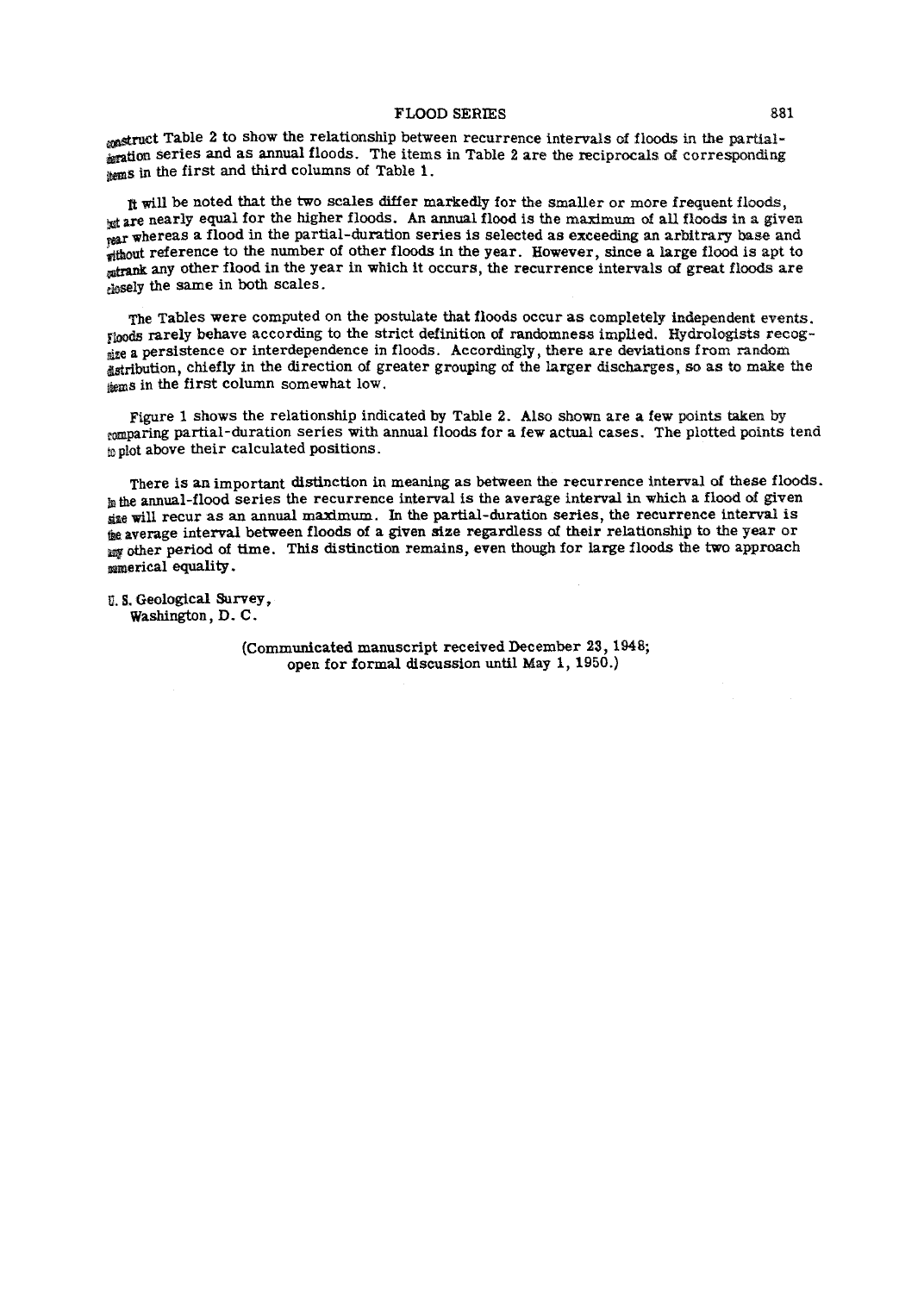construct Table 2 to show the relationship between recurrence intervals of floods in the partial-duration series and as annual floods. The items in Table 2 are the reciprocals of corresponding items in the first and third columns of Table 1.

It will be noted that the two scales differ markedly for the smaller or more frequent floods, but are nearly equal for the higher floods. An annual flood is the maximum of all floods in a given year whereas a flood in the partial-duration series is selected as exceeding an arbitrary base and without reference to the number of other floods in the year. However, since a large flood is apt to outrank any other flood in the year in which it occurs, the recurrence intervals of great floods are closely the same in both scales.

The Tables were computed on the postulate that floods occur as completely independent events. Floods rarely behave according to the strict definition of randomness implied. Hydrologists recognize a persistence or interdependence in floods. Accordingly, there are deviations from random distribution, chiefly in the direction of greater grouping of the larger discharges, so as to make the items in the first column somewhat low.

Figure 1 shows the relationship indicated by Table 2. Also shown are a few points taken by comparing partial-duration series with annual floods for a few actual cases. The plotted points tend to plot above their calculated positions.

There is an important distinction in meaning as between the recurrence interval of these floods. In the annual-flood series the recurrence interval is the average interval in which a flood of given size will recur as an annual maximum. In the partial-duration series, the recurrence interval is the average interval between floods of a given size regardless of their relationship to the year or any other period of time. This distinction remains, even though for large floods the two approach numerical equality.

U. S. Geological Survey,
Washington, D. C.

(Communicated manuscript received December 23, 1948;
open for formal discussion until May 1, 1950.)